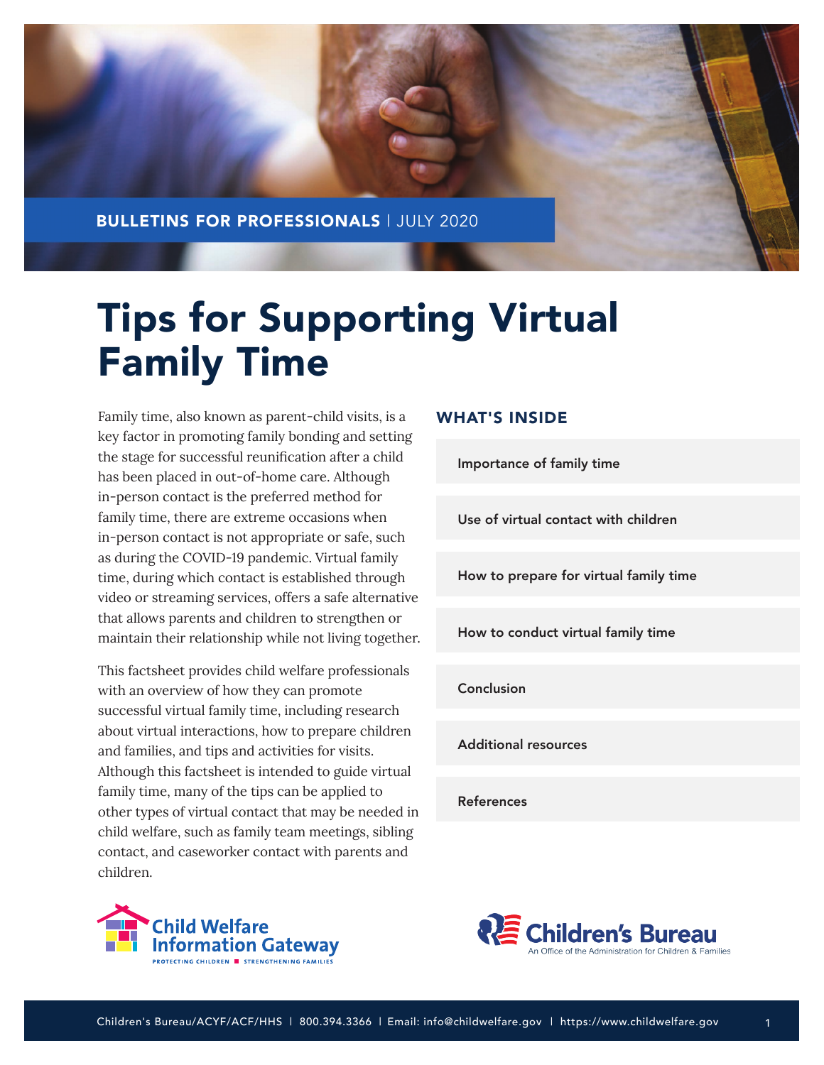BULLETINS FOR PROFESSIONALS | JULY 2020

# Tips for Supporting Virtual Family Time

Family time, also known as parent-child visits, is a key factor in promoting family bonding and setting the stage for successful reunification after a child has been placed in out-of-home care. Although in-person contact is the preferred method for family time, there are extreme occasions when in-person contact is not appropriate or safe, such as during the COVID-19 pandemic. Virtual family time, during which contact is established through video or streaming services, offers a safe alternative that allows parents and children to strengthen or maintain their relationship while not living together.

This factsheet provides child welfare professionals with an overview of how they can promote successful virtual family time, including research about virtual interactions, how to prepare children and families, and tips and activities for visits. Although this factsheet is intended to guide virtual family time, many of the tips can be applied to other types of virtual contact that may be needed in child welfare, such as family team meetings, sibling contact, and caseworker contact with parents and children.

## WHAT'S INSIDE

- Importance of family time
- Use of virtual contact with children
- How to prepare for virtual family time
- How to conduct virtual family time
- Conclusion
- Additional resources
- References

Child Welfare Information Gateway
PROTECTING CHILDREN ■ STRENGTHENING FAMILIES

Children's Bureau
An Office of the Administration for Children & Families

Children's Bureau/ACYF/ACF/HHS | 800.394.3366 | Email: info@childwelfare.gov | https://www.childwelfare.gov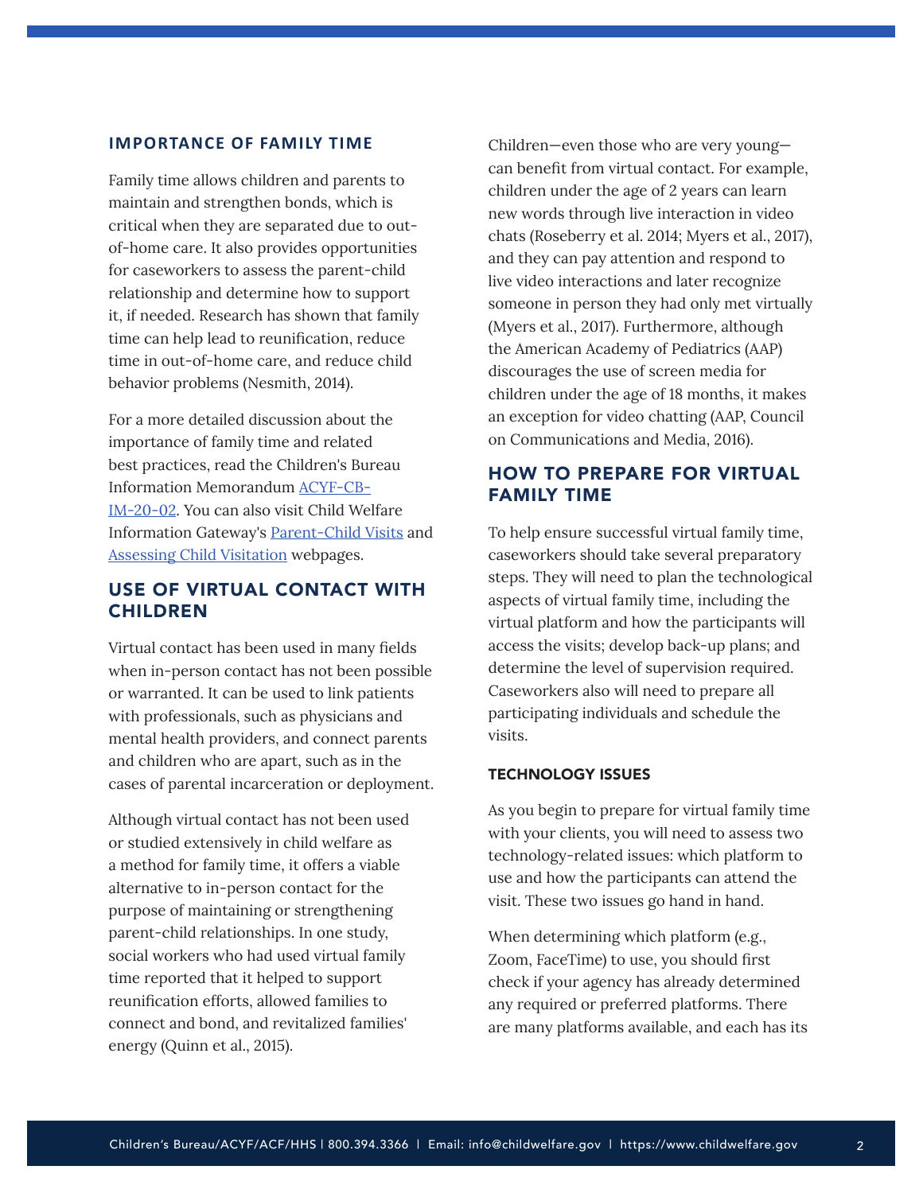### IMPORTANCE OF FAMILY TIME

Family time allows children and parents to maintain and strengthen bonds, which is critical when they are separated due to out-of-home care. It also provides opportunities for caseworkers to assess the parent-child relationship and determine how to support it, if needed. Research has shown that family time can help lead to reunification, reduce time in out-of-home care, and reduce child behavior problems (Nesmith, 2014).

For a more detailed discussion about the importance of family time and related best practices, read the Children's Bureau Information Memorandum [ACYF-CB-IM-20-02](). You can also visit Child Welfare Information Gateway's [Parent-Child Visits]() and [Assessing Child Visitation]() webpages.

## USE OF VIRTUAL CONTACT WITH CHILDREN

Virtual contact has been used in many fields when in-person contact has not been possible or warranted. It can be used to link patients with professionals, such as physicians and mental health providers, and connect parents and children who are apart, such as in the cases of parental incarceration or deployment.

Although virtual contact has not been used or studied extensively in child welfare as a method for family time, it offers a viable alternative to in-person contact for the purpose of maintaining or strengthening parent-child relationships. In one study, social workers who had used virtual family time reported that it helped to support reunification efforts, allowed families to connect and bond, and revitalized families' energy (Quinn et al., 2015).

Children—even those who are very young—can benefit from virtual contact. For example, children under the age of 2 years can learn new words through live interaction in video chats (Roseberry et al. 2014; Myers et al., 2017), and they can pay attention and respond to live video interactions and later recognize someone in person they had only met virtually (Myers et al., 2017). Furthermore, although the American Academy of Pediatrics (AAP) discourages the use of screen media for children under the age of 18 months, it makes an exception for video chatting (AAP, Council on Communications and Media, 2016).

## HOW TO PREPARE FOR VIRTUAL FAMILY TIME

To help ensure successful virtual family time, caseworkers should take several preparatory steps. They will need to plan the technological aspects of virtual family time, including the virtual platform and how the participants will access the visits; develop back-up plans; and determine the level of supervision required. Caseworkers also will need to prepare all participating individuals and schedule the visits.

### TECHNOLOGY ISSUES

As you begin to prepare for virtual family time with your clients, you will need to assess two technology-related issues: which platform to use and how the participants can attend the visit. These two issues go hand in hand.

When determining which platform (e.g., Zoom, FaceTime) to use, you should first check if your agency has already determined any required or preferred platforms. There are many platforms available, and each has its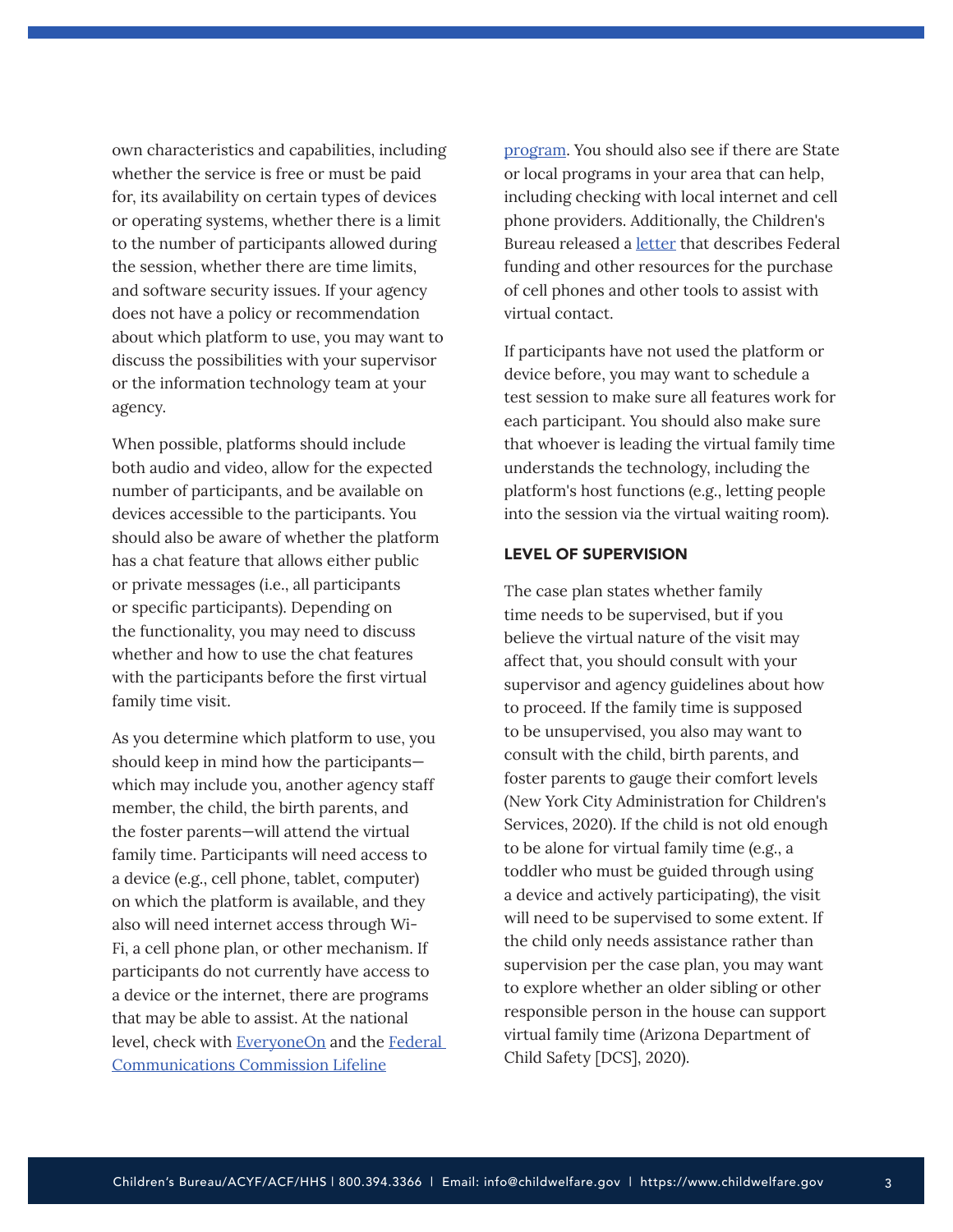own characteristics and capabilities, including whether the service is free or must be paid for, its availability on certain types of devices or operating systems, whether there is a limit to the number of participants allowed during the session, whether there are time limits, and software security issues. If your agency does not have a policy or recommendation about which platform to use, you may want to discuss the possibilities with your supervisor or the information technology team at your agency.

When possible, platforms should include both audio and video, allow for the expected number of participants, and be available on devices accessible to the participants. You should also be aware of whether the platform has a chat feature that allows either public or private messages (i.e., all participants or specific participants). Depending on the functionality, you may need to discuss whether and how to use the chat features with the participants before the first virtual family time visit.

As you determine which platform to use, you should keep in mind how the participants—which may include you, another agency staff member, the child, the birth parents, and the foster parents—will attend the virtual family time. Participants will need access to a device (e.g., cell phone, tablet, computer) on which the platform is available, and they also will need internet access through Wi-Fi, a cell phone plan, or other mechanism. If participants do not currently have access to a device or the internet, there are programs that may be able to assist. At the national level, check with EveryoneOn and the Federal Communications Commission Lifeline program. You should also see if there are State or local programs in your area that can help, including checking with local internet and cell phone providers. Additionally, the Children's Bureau released a letter that describes Federal funding and other resources for the purchase of cell phones and other tools to assist with virtual contact.

If participants have not used the platform or device before, you may want to schedule a test session to make sure all features work for each participant. You should also make sure that whoever is leading the virtual family time understands the technology, including the platform's host functions (e.g., letting people into the session via the virtual waiting room).

### LEVEL OF SUPERVISION

The case plan states whether family time needs to be supervised, but if you believe the virtual nature of the visit may affect that, you should consult with your supervisor and agency guidelines about how to proceed. If the family time is supposed to be unsupervised, you also may want to consult with the child, birth parents, and foster parents to gauge their comfort levels (New York City Administration for Children's Services, 2020). If the child is not old enough to be alone for virtual family time (e.g., a toddler who must be guided through using a device and actively participating), the visit will need to be supervised to some extent. If the child only needs assistance rather than supervision per the case plan, you may want to explore whether an older sibling or other responsible person in the house can support virtual family time (Arizona Department of Child Safety [DCS], 2020).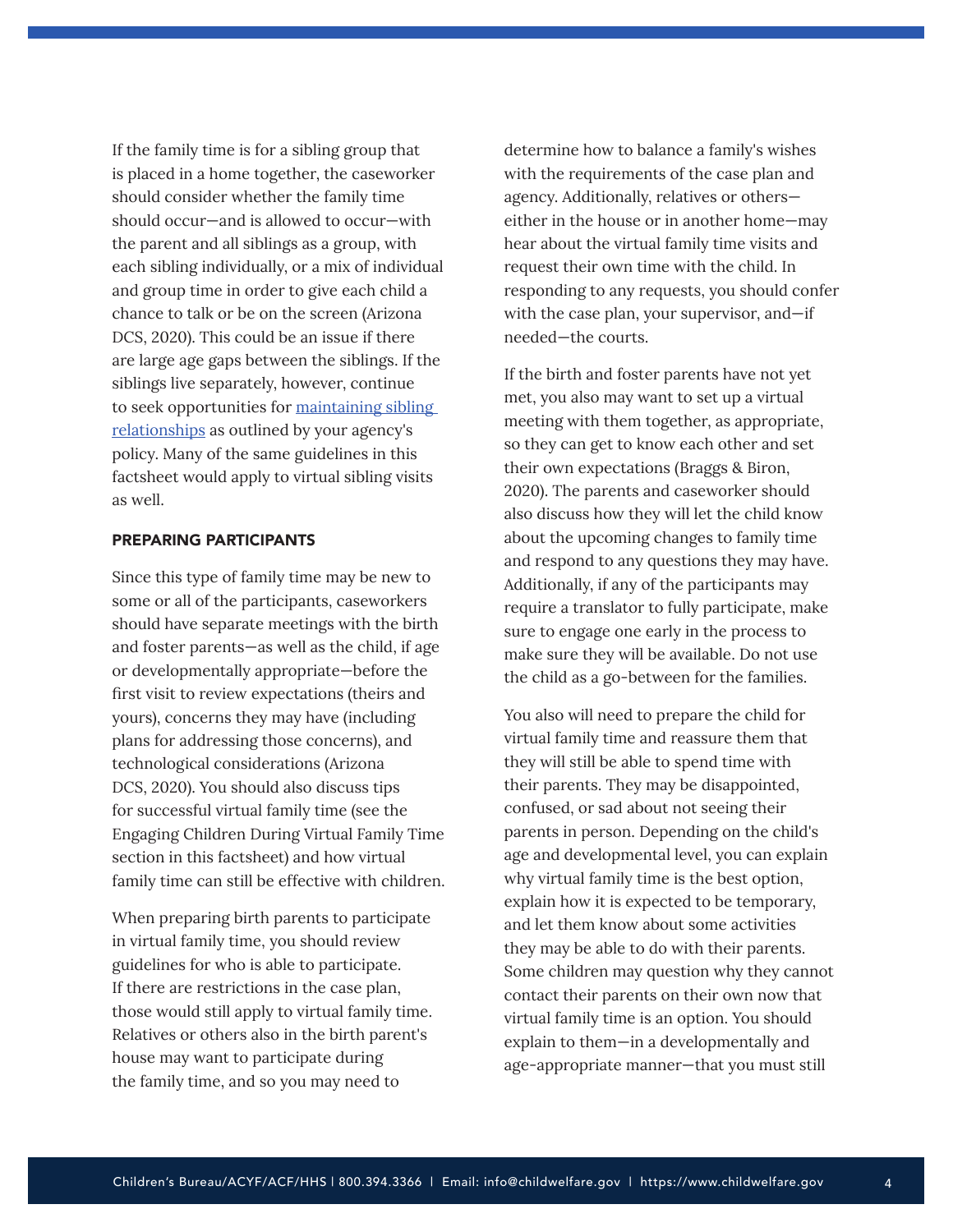If the family time is for a sibling group that is placed in a home together, the caseworker should consider whether the family time should occur—and is allowed to occur—with the parent and all siblings as a group, with each sibling individually, or a mix of individual and group time in order to give each child a chance to talk or be on the screen (Arizona DCS, 2020). This could be an issue if there are large age gaps between the siblings. If the siblings live separately, however, continue to seek opportunities for maintaining sibling relationships as outlined by your agency's policy. Many of the same guidelines in this factsheet would apply to virtual sibling visits as well.

#### PREPARING PARTICIPANTS

Since this type of family time may be new to some or all of the participants, caseworkers should have separate meetings with the birth and foster parents—as well as the child, if age or developmentally appropriate—before the first visit to review expectations (theirs and yours), concerns they may have (including plans for addressing those concerns), and technological considerations (Arizona DCS, 2020). You should also discuss tips for successful virtual family time (see the Engaging Children During Virtual Family Time section in this factsheet) and how virtual family time can still be effective with children.

When preparing birth parents to participate in virtual family time, you should review guidelines for who is able to participate. If there are restrictions in the case plan, those would still apply to virtual family time. Relatives or others also in the birth parent's house may want to participate during the family time, and so you may need to determine how to balance a family's wishes with the requirements of the case plan and agency. Additionally, relatives or others—either in the house or in another home—may hear about the virtual family time visits and request their own time with the child. In responding to any requests, you should confer with the case plan, your supervisor, and—if needed—the courts.

If the birth and foster parents have not yet met, you also may want to set up a virtual meeting with them together, as appropriate, so they can get to know each other and set their own expectations (Braggs & Biron, 2020). The parents and caseworker should also discuss how they will let the child know about the upcoming changes to family time and respond to any questions they may have. Additionally, if any of the participants may require a translator to fully participate, make sure to engage one early in the process to make sure they will be available. Do not use the child as a go-between for the families.

You also will need to prepare the child for virtual family time and reassure them that they will still be able to spend time with their parents. They may be disappointed, confused, or sad about not seeing their parents in person. Depending on the child's age and developmental level, you can explain why virtual family time is the best option, explain how it is expected to be temporary, and let them know about some activities they may be able to do with their parents. Some children may question why they cannot contact their parents on their own now that virtual family time is an option. You should explain to them—in a developmentally and age-appropriate manner—that you must still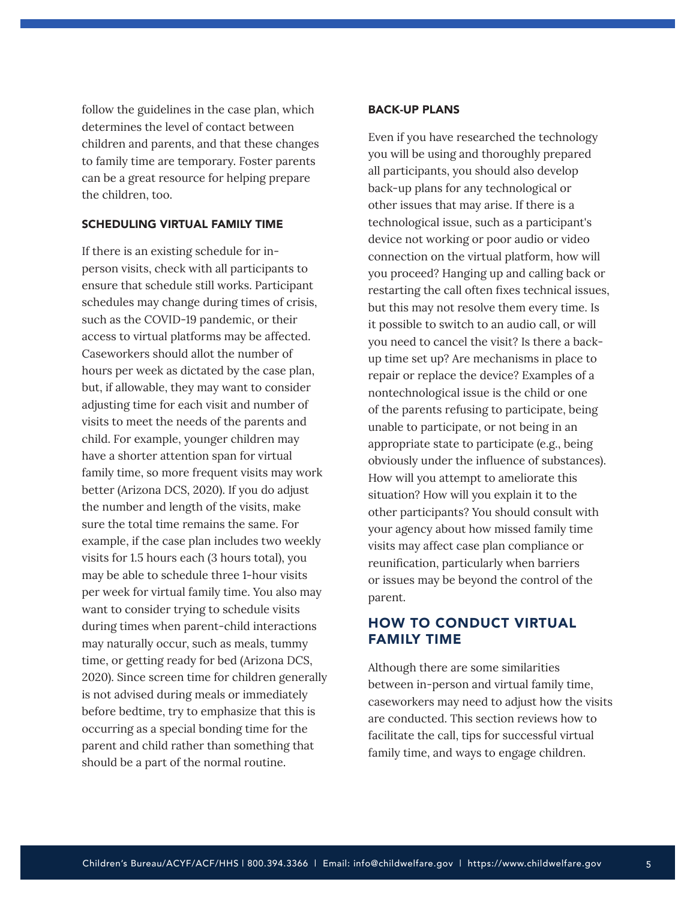follow the guidelines in the case plan, which determines the level of contact between children and parents, and that these changes to family time are temporary. Foster parents can be a great resource for helping prepare the children, too.

#### SCHEDULING VIRTUAL FAMILY TIME

If there is an existing schedule for in-person visits, check with all participants to ensure that schedule still works. Participant schedules may change during times of crisis, such as the COVID-19 pandemic, or their access to virtual platforms may be affected. Caseworkers should allot the number of hours per week as dictated by the case plan, but, if allowable, they may want to consider adjusting time for each visit and number of visits to meet the needs of the parents and child. For example, younger children may have a shorter attention span for virtual family time, so more frequent visits may work better (Arizona DCS, 2020). If you do adjust the number and length of the visits, make sure the total time remains the same. For example, if the case plan includes two weekly visits for 1.5 hours each (3 hours total), you may be able to schedule three 1-hour visits per week for virtual family time. You also may want to consider trying to schedule visits during times when parent-child interactions may naturally occur, such as meals, tummy time, or getting ready for bed (Arizona DCS, 2020). Since screen time for children generally is not advised during meals or immediately before bedtime, try to emphasize that this is occurring as a special bonding time for the parent and child rather than something that should be a part of the normal routine.

#### BACK-UP PLANS

Even if you have researched the technology you will be using and thoroughly prepared all participants, you should also develop back-up plans for any technological or other issues that may arise. If there is a technological issue, such as a participant's device not working or poor audio or video connection on the virtual platform, how will you proceed? Hanging up and calling back or restarting the call often fixes technical issues, but this may not resolve them every time. Is it possible to switch to an audio call, or will you need to cancel the visit? Is there a back-up time set up? Are mechanisms in place to repair or replace the device? Examples of a nontechnological issue is the child or one of the parents refusing to participate, being unable to participate, or not being in an appropriate state to participate (e.g., being obviously under the influence of substances). How will you attempt to ameliorate this situation? How will you explain it to the other participants? You should consult with your agency about how missed family time visits may affect case plan compliance or reunification, particularly when barriers or issues may be beyond the control of the parent.

### HOW TO CONDUCT VIRTUAL FAMILY TIME

Although there are some similarities between in-person and virtual family time, caseworkers may need to adjust how the visits are conducted. This section reviews how to facilitate the call, tips for successful virtual family time, and ways to engage children.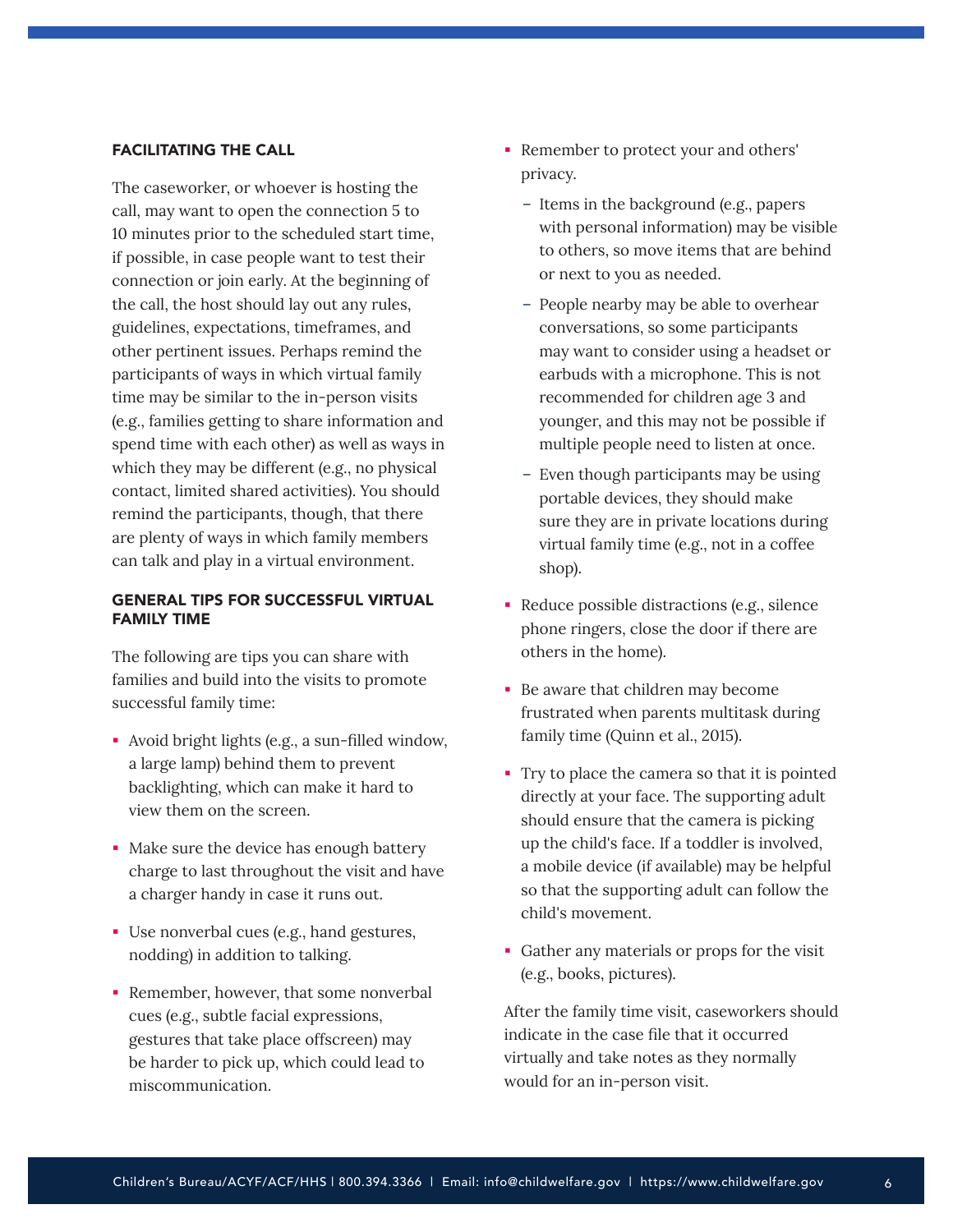### FACILITATING THE CALL

The caseworker, or whoever is hosting the call, may want to open the connection 5 to 10 minutes prior to the scheduled start time, if possible, in case people want to test their connection or join early. At the beginning of the call, the host should lay out any rules, guidelines, expectations, timeframes, and other pertinent issues. Perhaps remind the participants of ways in which virtual family time may be similar to the in-person visits (e.g., families getting to share information and spend time with each other) as well as ways in which they may be different (e.g., no physical contact, limited shared activities). You should remind the participants, though, that there are plenty of ways in which family members can talk and play in a virtual environment.

### GENERAL TIPS FOR SUCCESSFUL VIRTUAL FAMILY TIME

The following are tips you can share with families and build into the visits to promote successful family time:

- Avoid bright lights (e.g., a sun-filled window, a large lamp) behind them to prevent backlighting, which can make it hard to view them on the screen.
- Make sure the device has enough battery charge to last throughout the visit and have a charger handy in case it runs out.
- Use nonverbal cues (e.g., hand gestures, nodding) in addition to talking.
- Remember, however, that some nonverbal cues (e.g., subtle facial expressions, gestures that take place offscreen) may be harder to pick up, which could lead to miscommunication.
- Remember to protect your and others' privacy.
  - Items in the background (e.g., papers with personal information) may be visible to others, so move items that are behind or next to you as needed.
  - People nearby may be able to overhear conversations, so some participants may want to consider using a headset or earbuds with a microphone. This is not recommended for children age 3 and younger, and this may not be possible if multiple people need to listen at once.
  - Even though participants may be using portable devices, they should make sure they are in private locations during virtual family time (e.g., not in a coffee shop).
- Reduce possible distractions (e.g., silence phone ringers, close the door if there are others in the home).
- Be aware that children may become frustrated when parents multitask during family time (Quinn et al., 2015).
- Try to place the camera so that it is pointed directly at your face. The supporting adult should ensure that the camera is picking up the child's face. If a toddler is involved, a mobile device (if available) may be helpful so that the supporting adult can follow the child's movement.
- Gather any materials or props for the visit (e.g., books, pictures).

After the family time visit, caseworkers should indicate in the case file that it occurred virtually and take notes as they normally would for an in-person visit.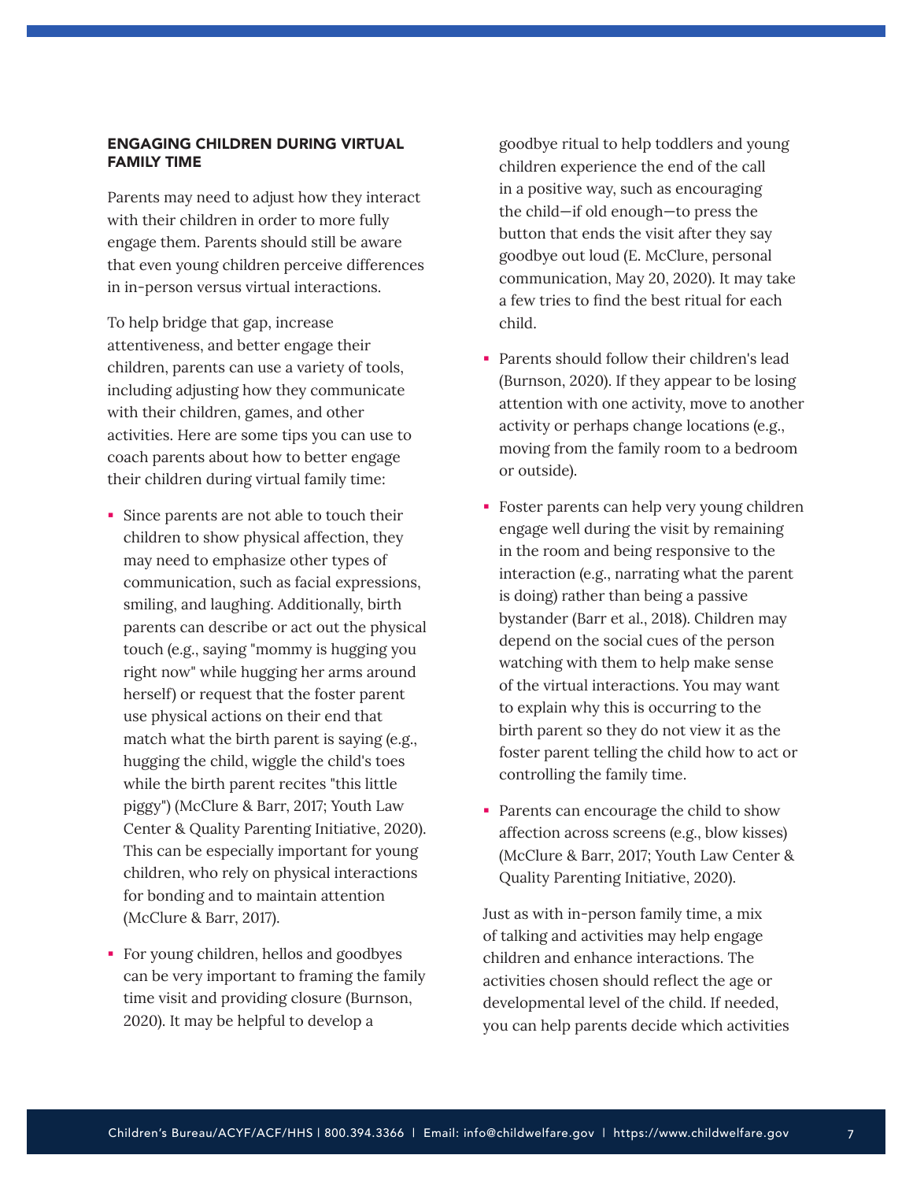## ENGAGING CHILDREN DURING VIRTUAL FAMILY TIME

Parents may need to adjust how they interact with their children in order to more fully engage them. Parents should still be aware that even young children perceive differences in in-person versus virtual interactions.

To help bridge that gap, increase attentiveness, and better engage their children, parents can use a variety of tools, including adjusting how they communicate with their children, games, and other activities. Here are some tips you can use to coach parents about how to better engage their children during virtual family time:

- Since parents are not able to touch their children to show physical affection, they may need to emphasize other types of communication, such as facial expressions, smiling, and laughing. Additionally, birth parents can describe or act out the physical touch (e.g., saying "mommy is hugging you right now" while hugging her arms around herself) or request that the foster parent use physical actions on their end that match what the birth parent is saying (e.g., hugging the child, wiggle the child's toes while the birth parent recites "this little piggy") (McClure & Barr, 2017; Youth Law Center & Quality Parenting Initiative, 2020). This can be especially important for young children, who rely on physical interactions for bonding and to maintain attention (McClure & Barr, 2017).
- For young children, hellos and goodbyes can be very important to framing the family time visit and providing closure (Burnson, 2020). It may be helpful to develop a goodbye ritual to help toddlers and young children experience the end of the call in a positive way, such as encouraging the child—if old enough—to press the button that ends the visit after they say goodbye out loud (E. McClure, personal communication, May 20, 2020). It may take a few tries to find the best ritual for each child.
- Parents should follow their children's lead (Burnson, 2020). If they appear to be losing attention with one activity, move to another activity or perhaps change locations (e.g., moving from the family room to a bedroom or outside).
- Foster parents can help very young children engage well during the visit by remaining in the room and being responsive to the interaction (e.g., narrating what the parent is doing) rather than being a passive bystander (Barr et al., 2018). Children may depend on the social cues of the person watching with them to help make sense of the virtual interactions. You may want to explain why this is occurring to the birth parent so they do not view it as the foster parent telling the child how to act or controlling the family time.
- Parents can encourage the child to show affection across screens (e.g., blow kisses) (McClure & Barr, 2017; Youth Law Center & Quality Parenting Initiative, 2020).

Just as with in-person family time, a mix of talking and activities may help engage children and enhance interactions. The activities chosen should reflect the age or developmental level of the child. If needed, you can help parents decide which activities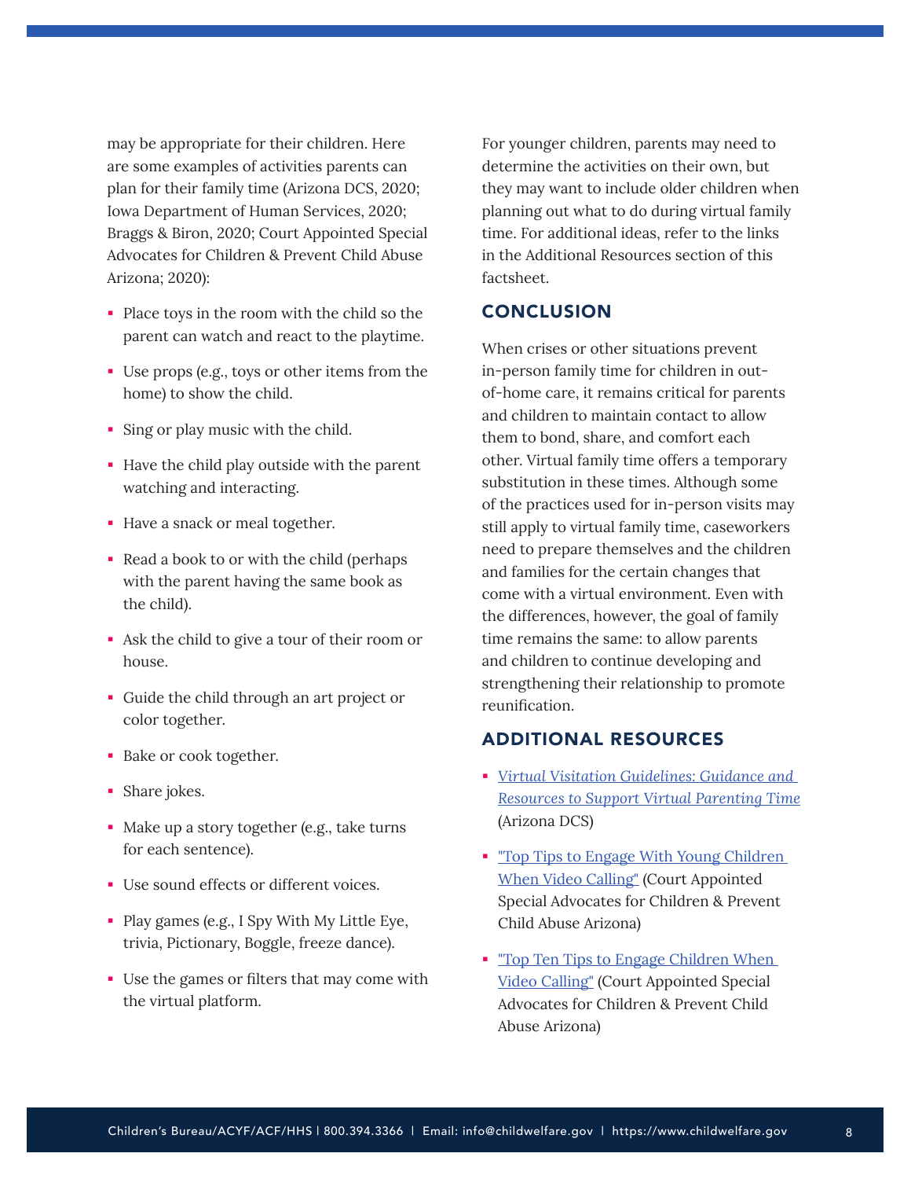may be appropriate for their children. Here are some examples of activities parents can plan for their family time (Arizona DCS, 2020; Iowa Department of Human Services, 2020; Braggs & Biron, 2020; Court Appointed Special Advocates for Children & Prevent Child Abuse Arizona; 2020):

- Place toys in the room with the child so the parent can watch and react to the playtime.
- Use props (e.g., toys or other items from the home) to show the child.
- Sing or play music with the child.
- Have the child play outside with the parent watching and interacting.
- Have a snack or meal together.
- Read a book to or with the child (perhaps with the parent having the same book as the child).
- Ask the child to give a tour of their room or house.
- Guide the child through an art project or color together.
- Bake or cook together.
- Share jokes.
- Make up a story together (e.g., take turns for each sentence).
- Use sound effects or different voices.
- Play games (e.g., I Spy With My Little Eye, trivia, Pictionary, Boggle, freeze dance).
- Use the games or filters that may come with the virtual platform.

For younger children, parents may need to determine the activities on their own, but they may want to include older children when planning out what to do during virtual family time. For additional ideas, refer to the links in the Additional Resources section of this factsheet.

## CONCLUSION

When crises or other situations prevent in-person family time for children in out-of-home care, it remains critical for parents and children to maintain contact to allow them to bond, share, and comfort each other. Virtual family time offers a temporary substitution in these times. Although some of the practices used for in-person visits may still apply to virtual family time, caseworkers need to prepare themselves and the children and families for the certain changes that come with a virtual environment. Even with the differences, however, the goal of family time remains the same: to allow parents and children to continue developing and strengthening their relationship to promote reunification.

## ADDITIONAL RESOURCES

- *Virtual Visitation Guidelines: Guidance and Resources to Support Virtual Parenting Time* (Arizona DCS)
- "Top Tips to Engage With Young Children When Video Calling" (Court Appointed Special Advocates for Children & Prevent Child Abuse Arizona)
- "Top Ten Tips to Engage Children When Video Calling" (Court Appointed Special Advocates for Children & Prevent Child Abuse Arizona)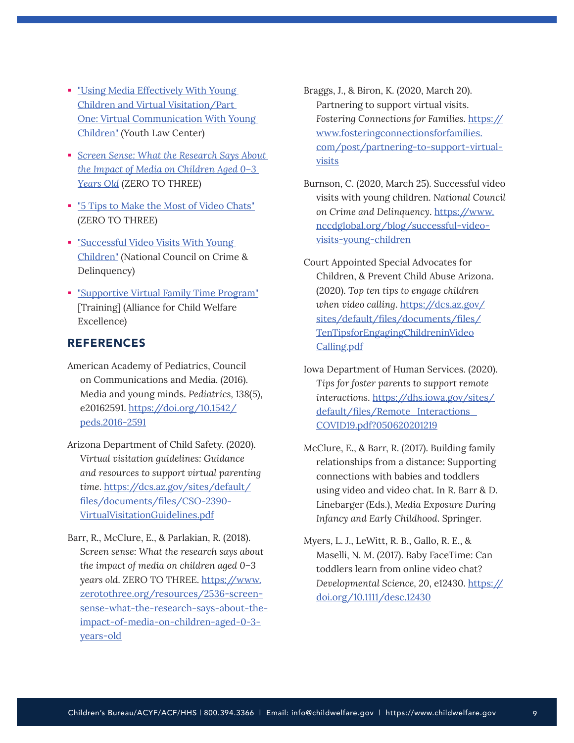- "Using Media Effectively With Young Children and Virtual Visitation/Part One: Virtual Communication With Young Children" (Youth Law Center)
- *Screen Sense: What the Research Says About the Impact of Media on Children Aged 0–3 Years Old* (ZERO TO THREE)
- "5 Tips to Make the Most of Video Chats" (ZERO TO THREE)
- "Successful Video Visits With Young Children" (National Council on Crime & Delinquency)
- "Supportive Virtual Family Time Program" [Training] (Alliance for Child Welfare Excellence)

## REFERENCES

American Academy of Pediatrics, Council on Communications and Media. (2016). Media and young minds. *Pediatrics*, 138(5), e20162591. https://doi.org/10.1542/peds.2016-2591

Arizona Department of Child Safety. (2020). *Virtual visitation guidelines: Guidance and resources to support virtual parenting time*. https://dcs.az.gov/sites/default/files/documents/files/CSO-2390-VirtualVisitationGuidelines.pdf

Barr, R., McClure, E., & Parlakian, R. (2018). *Screen sense: What the research says about the impact of media on children aged 0–3 years old*. ZERO TO THREE. https://www.zerotothree.org/resources/2536-screen-sense-what-the-research-says-about-the-impact-of-media-on-children-aged-0-3-years-old

Braggs, J., & Biron, K. (2020, March 20). Partnering to support virtual visits. *Fostering Connections for Families*. https://www.fosteringconnectionsforfamilies.com/post/partnering-to-support-virtual-visits

Burnson, C. (2020, March 25). Successful video visits with young children. *National Council on Crime and Delinquency*. https://www.nccdglobal.org/blog/successful-video-visits-young-children

Court Appointed Special Advocates for Children, & Prevent Child Abuse Arizona. (2020). *Top ten tips to engage children when video calling*. https://dcs.az.gov/sites/default/files/documents/files/TenTipsforEngagingChildreninVideoCalling.pdf

Iowa Department of Human Services. (2020). *Tips for foster parents to support remote interactions*. https://dhs.iowa.gov/sites/default/files/Remote_Interactions_COVID19.pdf?050620201219

McClure, E., & Barr, R. (2017). Building family relationships from a distance: Supporting connections with babies and toddlers using video and video chat. In R. Barr & D. Linebarger (Eds.), *Media Exposure During Infancy and Early Childhood*. Springer.

Myers, L. J., LeWitt, R. B., Gallo, R. E., & Maselli, N. M. (2017). Baby FaceTime: Can toddlers learn from online video chat? *Developmental Science*, 20, e12430. https://doi.org/10.1111/desc.12430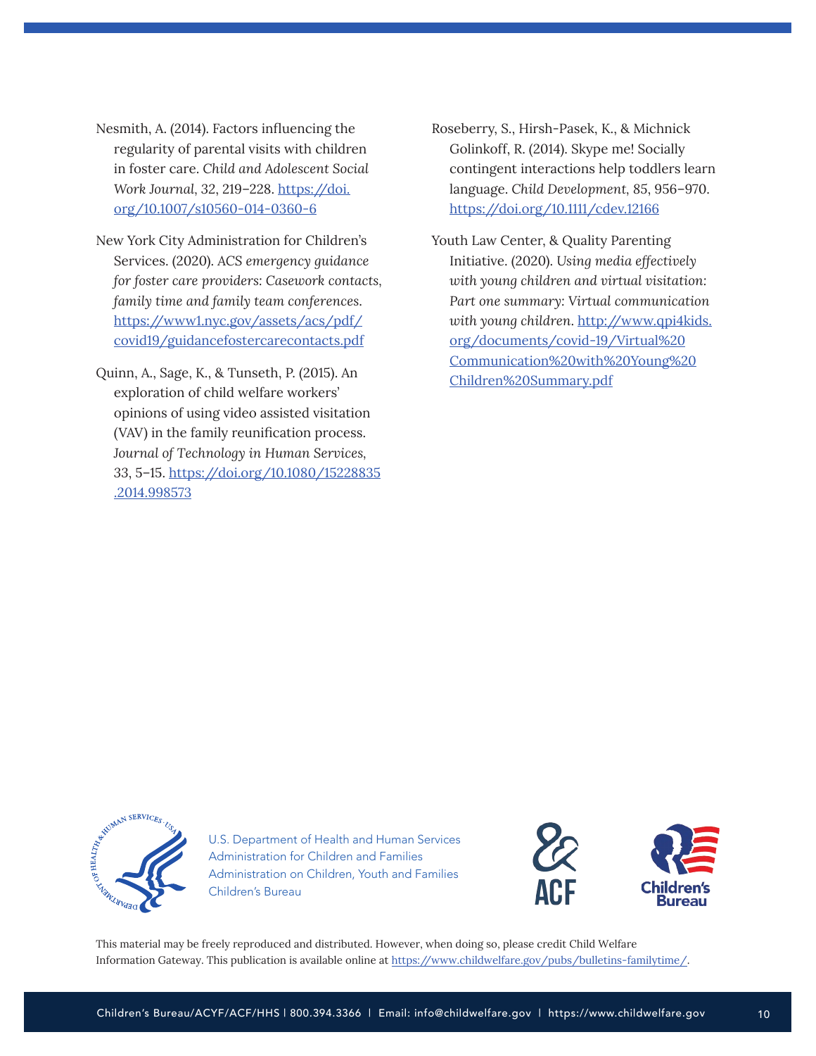Nesmith, A. (2014). Factors influencing the regularity of parental visits with children in foster care. *Child and Adolescent Social Work Journal*, 32, 219–228. https://doi.org/10.1007/s10560-014-0360-6

New York City Administration for Children's Services. (2020). *ACS emergency guidance for foster care providers: Casework contacts, family time and family team conferences.* https://www1.nyc.gov/assets/acs/pdf/covid19/guidancefostercarecontacts.pdf

Quinn, A., Sage, K., & Tunseth, P. (2015). An exploration of child welfare workers' opinions of using video assisted visitation (VAV) in the family reunification process. *Journal of Technology in Human Services*, 33, 5–15. https://doi.org/10.1080/15228835.2014.998573

Roseberry, S., Hirsh-Pasek, K., & Michnick Golinkoff, R. (2014). Skype me! Socially contingent interactions help toddlers learn language. *Child Development*, 85, 956–970. https://doi.org/10.1111/cdev.12166

Youth Law Center, & Quality Parenting Initiative. (2020). *Using media effectively with young children and virtual visitation: Part one summary: Virtual communication with young children.* http://www.qpi4kids.org/documents/covid-19/Virtual%20Communication%20with%20Young%20Children%20Summary.pdf

U.S. Department of Health and Human Services
Administration for Children and Families
Administration on Children, Youth and Families
Children's Bureau

This material may be freely reproduced and distributed. However, when doing so, please credit Child Welfare Information Gateway. This publication is available online at https://www.childwelfare.gov/pubs/bulletins-familytime/.